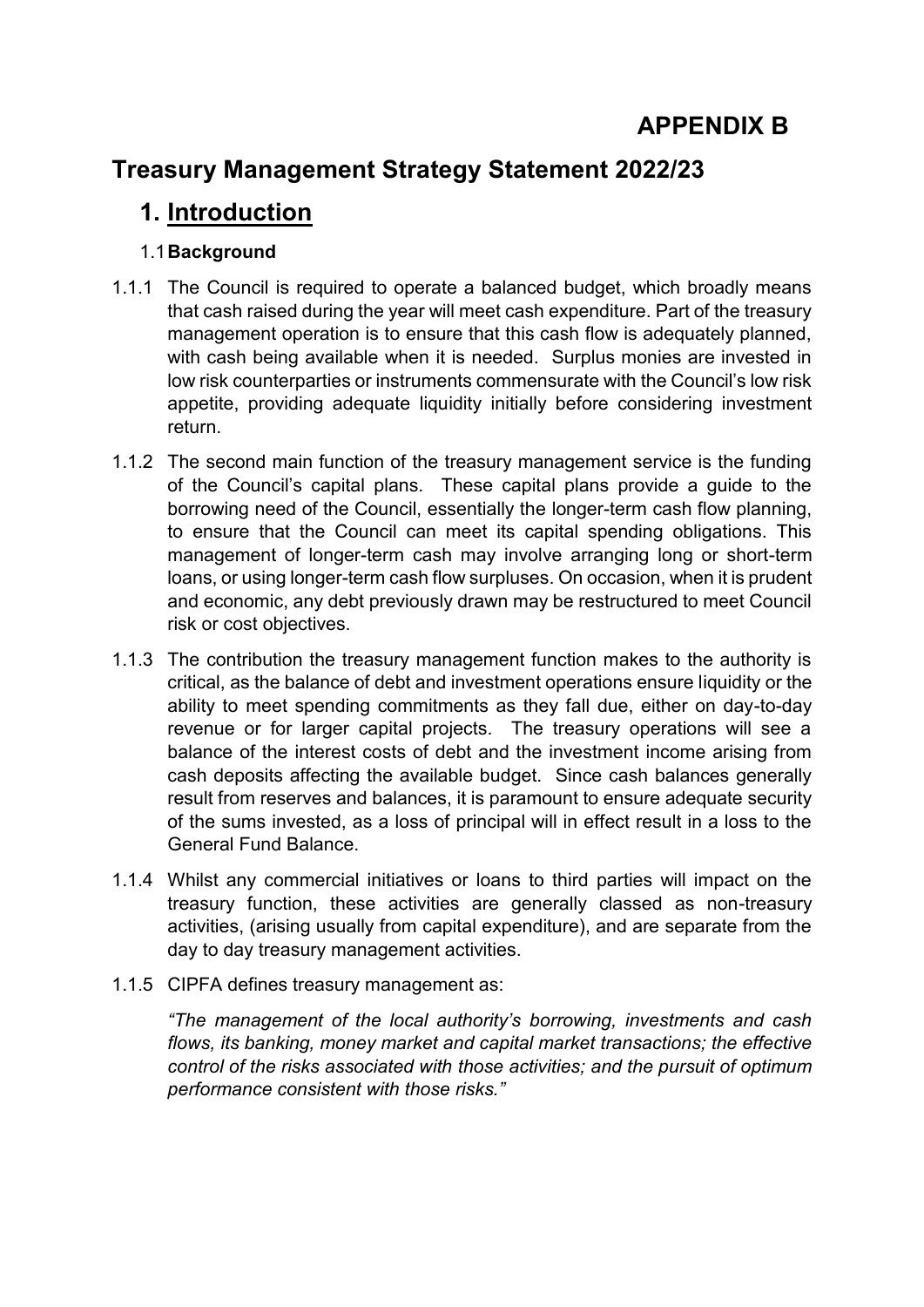# APPENDIX B

# Treasury Management Strategy Statement 2022/23

## 1. Introduction

### 1.1 Background

1.1.1 The Council is required to operate a balanced budget, which broadly means that cash raised during the year will meet cash expenditure. Part of the treasury management operation is to ensure that this cash flow is adequately planned, with cash being available when it is needed. Surplus monies are invested in low risk counterparties or instruments commensurate with the Council's low risk appetite, providing adequate liquidity initially before considering investment return.

1.1.2 The second main function of the treasury management service is the funding of the Council's capital plans. These capital plans provide a guide to the borrowing need of the Council, essentially the longer-term cash flow planning, to ensure that the Council can meet its capital spending obligations. This management of longer-term cash may involve arranging long or short-term loans, or using longer-term cash flow surpluses. On occasion, when it is prudent and economic, any debt previously drawn may be restructured to meet Council risk or cost objectives.

1.1.3 The contribution the treasury management function makes to the authority is critical, as the balance of debt and investment operations ensure liquidity or the ability to meet spending commitments as they fall due, either on day-to-day revenue or for larger capital projects. The treasury operations will see a balance of the interest costs of debt and the investment income arising from cash deposits affecting the available budget. Since cash balances generally result from reserves and balances, it is paramount to ensure adequate security of the sums invested, as a loss of principal will in effect result in a loss to the General Fund Balance.

1.1.4 Whilst any commercial initiatives or loans to third parties will impact on the treasury function, these activities are generally classed as non-treasury activities, (arising usually from capital expenditure), and are separate from the day to day treasury management activities.

1.1.5 CIPFA defines treasury management as:

*"The management of the local authority's borrowing, investments and cash flows, its banking, money market and capital market transactions; the effective control of the risks associated with those activities; and the pursuit of optimum performance consistent with those risks."*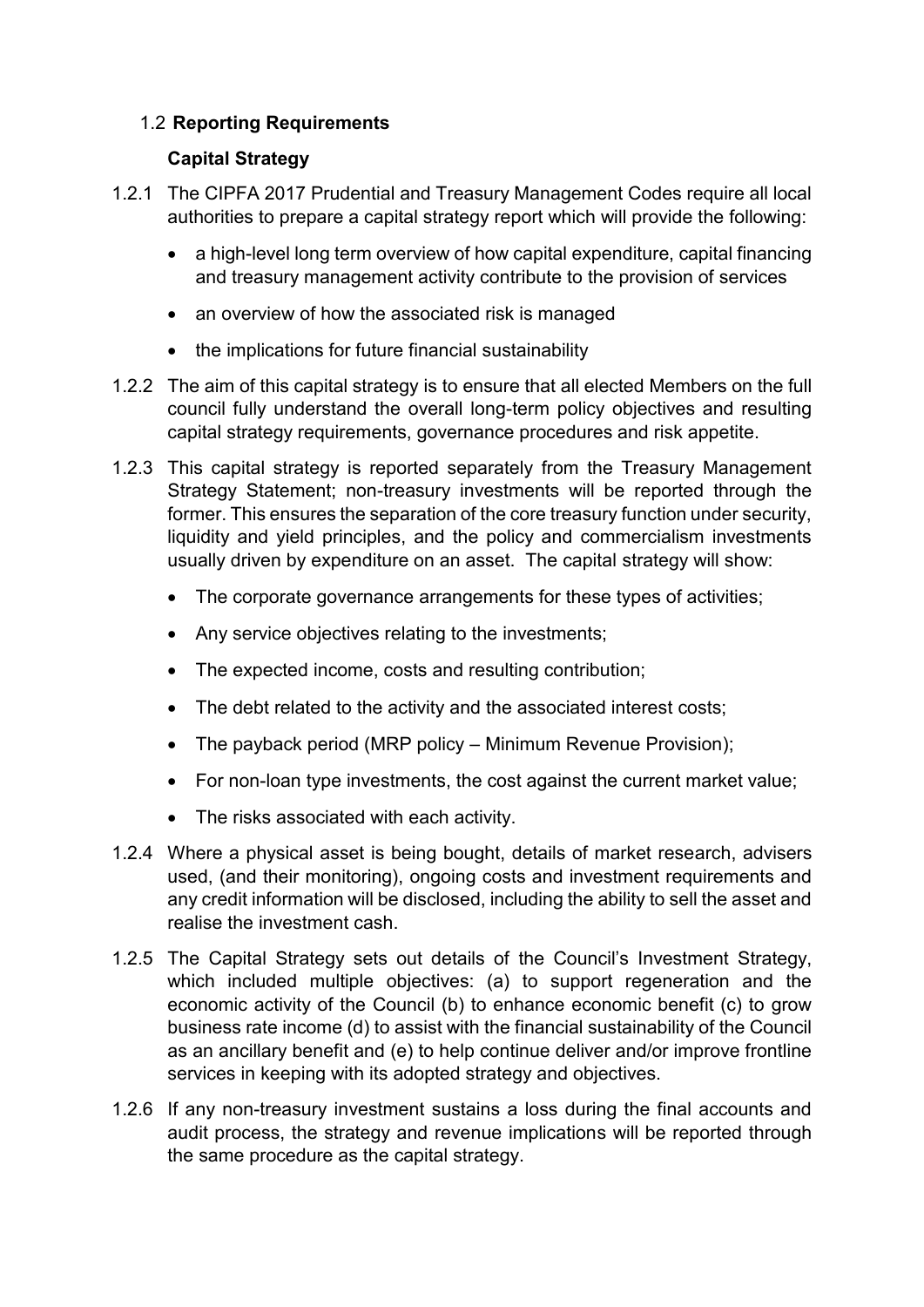## 1.2 **Reporting Requirements**

### **Capital Strategy**

1.2.1 The CIPFA 2017 Prudential and Treasury Management Codes require all local authorities to prepare a capital strategy report which will provide the following:

- a high-level long term overview of how capital expenditure, capital financing and treasury management activity contribute to the provision of services
- an overview of how the associated risk is managed
- the implications for future financial sustainability

1.2.2 The aim of this capital strategy is to ensure that all elected Members on the full council fully understand the overall long-term policy objectives and resulting capital strategy requirements, governance procedures and risk appetite.

1.2.3 This capital strategy is reported separately from the Treasury Management Strategy Statement; non-treasury investments will be reported through the former. This ensures the separation of the core treasury function under security, liquidity and yield principles, and the policy and commercialism investments usually driven by expenditure on an asset. The capital strategy will show:

- The corporate governance arrangements for these types of activities;
- Any service objectives relating to the investments;
- The expected income, costs and resulting contribution;
- The debt related to the activity and the associated interest costs;
- The payback period (MRP policy – Minimum Revenue Provision);
- For non-loan type investments, the cost against the current market value;
- The risks associated with each activity.

1.2.4 Where a physical asset is being bought, details of market research, advisers used, (and their monitoring), ongoing costs and investment requirements and any credit information will be disclosed, including the ability to sell the asset and realise the investment cash.

1.2.5 The Capital Strategy sets out details of the Council's Investment Strategy, which included multiple objectives: (a) to support regeneration and the economic activity of the Council (b) to enhance economic benefit (c) to grow business rate income (d) to assist with the financial sustainability of the Council as an ancillary benefit and (e) to help continue deliver and/or improve frontline services in keeping with its adopted strategy and objectives.

1.2.6 If any non-treasury investment sustains a loss during the final accounts and audit process, the strategy and revenue implications will be reported through the same procedure as the capital strategy.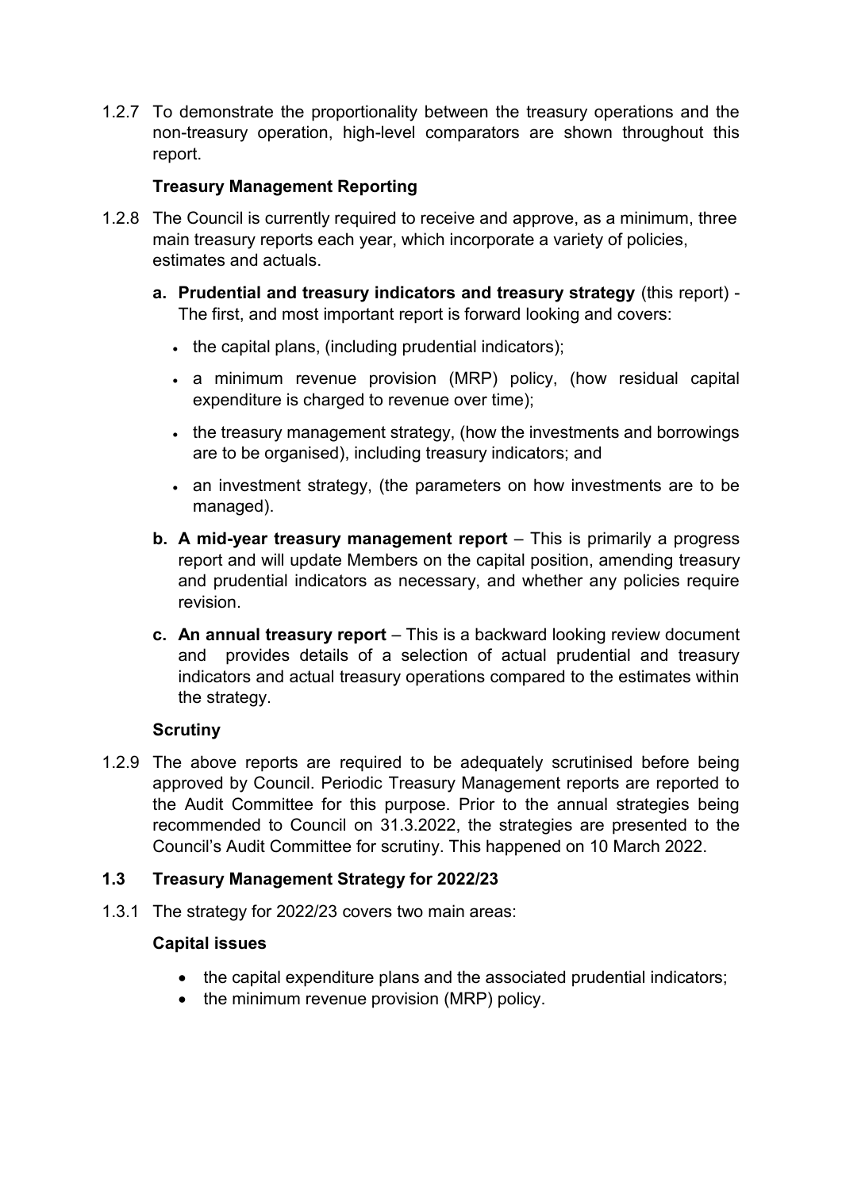1.2.7 To demonstrate the proportionality between the treasury operations and the non-treasury operation, high-level comparators are shown throughout this report.

**Treasury Management Reporting**

1.2.8 The Council is currently required to receive and approve, as a minimum, three main treasury reports each year, which incorporate a variety of policies, estimates and actuals.

**a. Prudential and treasury indicators and treasury strategy** (this report) - The first, and most important report is forward looking and covers:

- the capital plans, (including prudential indicators);
- a minimum revenue provision (MRP) policy, (how residual capital expenditure is charged to revenue over time);
- the treasury management strategy, (how the investments and borrowings are to be organised), including treasury indicators; and
- an investment strategy, (the parameters on how investments are to be managed).

**b. A mid-year treasury management report** – This is primarily a progress report and will update Members on the capital position, amending treasury and prudential indicators as necessary, and whether any policies require revision.

**c. An annual treasury report** – This is a backward looking review document and provides details of a selection of actual prudential and treasury indicators and actual treasury operations compared to the estimates within the strategy.

**Scrutiny**

1.2.9 The above reports are required to be adequately scrutinised before being approved by Council. Periodic Treasury Management reports are reported to the Audit Committee for this purpose. Prior to the annual strategies being recommended to Council on 31.3.2022, the strategies are presented to the Council's Audit Committee for scrutiny. This happened on 10 March 2022.

## 1.3 Treasury Management Strategy for 2022/23

1.3.1 The strategy for 2022/23 covers two main areas:

**Capital issues**

- the capital expenditure plans and the associated prudential indicators;
- the minimum revenue provision (MRP) policy.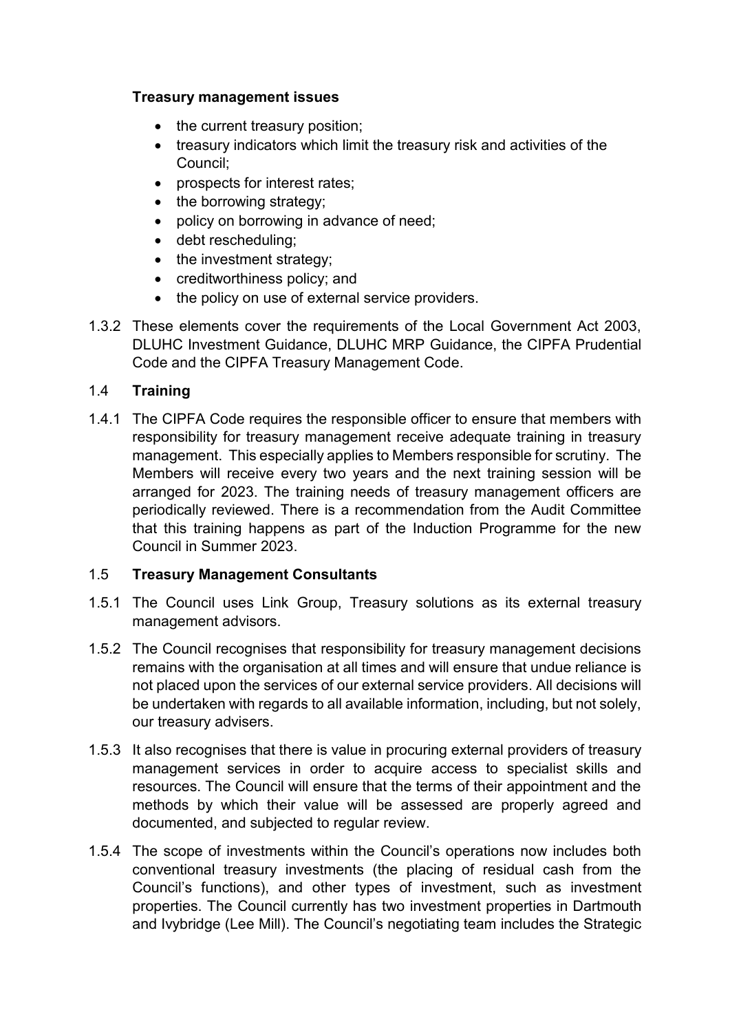**Treasury management issues**

- the current treasury position;
- treasury indicators which limit the treasury risk and activities of the Council;
- prospects for interest rates;
- the borrowing strategy;
- policy on borrowing in advance of need;
- debt rescheduling;
- the investment strategy;
- creditworthiness policy; and
- the policy on use of external service providers.

1.3.2 These elements cover the requirements of the Local Government Act 2003, DLUHC Investment Guidance, DLUHC MRP Guidance, the CIPFA Prudential Code and the CIPFA Treasury Management Code.

## 1.4 **Training**

1.4.1 The CIPFA Code requires the responsible officer to ensure that members with responsibility for treasury management receive adequate training in treasury management. This especially applies to Members responsible for scrutiny. The Members will receive every two years and the next training session will be arranged for 2023. The training needs of treasury management officers are periodically reviewed. There is a recommendation from the Audit Committee that this training happens as part of the Induction Programme for the new Council in Summer 2023.

## 1.5 **Treasury Management Consultants**

1.5.1 The Council uses Link Group, Treasury solutions as its external treasury management advisors.

1.5.2 The Council recognises that responsibility for treasury management decisions remains with the organisation at all times and will ensure that undue reliance is not placed upon the services of our external service providers. All decisions will be undertaken with regards to all available information, including, but not solely, our treasury advisers.

1.5.3 It also recognises that there is value in procuring external providers of treasury management services in order to acquire access to specialist skills and resources. The Council will ensure that the terms of their appointment and the methods by which their value will be assessed are properly agreed and documented, and subjected to regular review.

1.5.4 The scope of investments within the Council's operations now includes both conventional treasury investments (the placing of residual cash from the Council's functions), and other types of investment, such as investment properties. The Council currently has two investment properties in Dartmouth and Ivybridge (Lee Mill). The Council's negotiating team includes the Strategic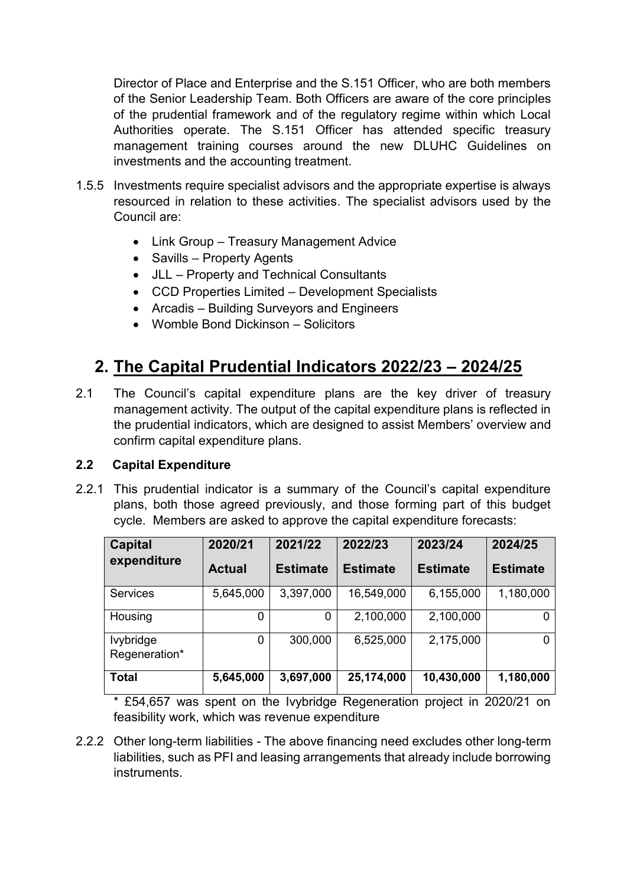Director of Place and Enterprise and the S.151 Officer, who are both members of the Senior Leadership Team. Both Officers are aware of the core principles of the prudential framework and of the regulatory regime within which Local Authorities operate. The S.151 Officer has attended specific treasury management training courses around the new DLUHC Guidelines on investments and the accounting treatment.

1.5.5 Investments require specialist advisors and the appropriate expertise is always resourced in relation to these activities. The specialist advisors used by the Council are:

- Link Group – Treasury Management Advice
- Savills – Property Agents
- JLL – Property and Technical Consultants
- CCD Properties Limited – Development Specialists
- Arcadis – Building Surveyors and Engineers
- Womble Bond Dickinson – Solicitors

# 2. The Capital Prudential Indicators 2022/23 – 2024/25

2.1 The Council's capital expenditure plans are the key driver of treasury management activity. The output of the capital expenditure plans is reflected in the prudential indicators, which are designed to assist Members' overview and confirm capital expenditure plans.

### 2.2 Capital Expenditure

2.2.1 This prudential indicator is a summary of the Council's capital expenditure plans, both those agreed previously, and those forming part of this budget cycle. Members are asked to approve the capital expenditure forecasts:

| Capital expenditure | 2020/21 Actual | 2021/22 Estimate | 2022/23 Estimate | 2023/24 Estimate | 2024/25 Estimate |
|---|---|---|---|---|---|
| Services | 5,645,000 | 3,397,000 | 16,549,000 | 6,155,000 | 1,180,000 |
| Housing | 0 | 0 | 2,100,000 | 2,100,000 | 0 |
| Ivybridge Regeneration* | 0 | 300,000 | 6,525,000 | 2,175,000 | 0 |
| **Total** | **5,645,000** | **3,697,000** | **25,174,000** | **10,430,000** | **1,180,000** |

* £54,657 was spent on the Ivybridge Regeneration project in 2020/21 on feasibility work, which was revenue expenditure

2.2.2 Other long-term liabilities - The above financing need excludes other long-term liabilities, such as PFI and leasing arrangements that already include borrowing instruments.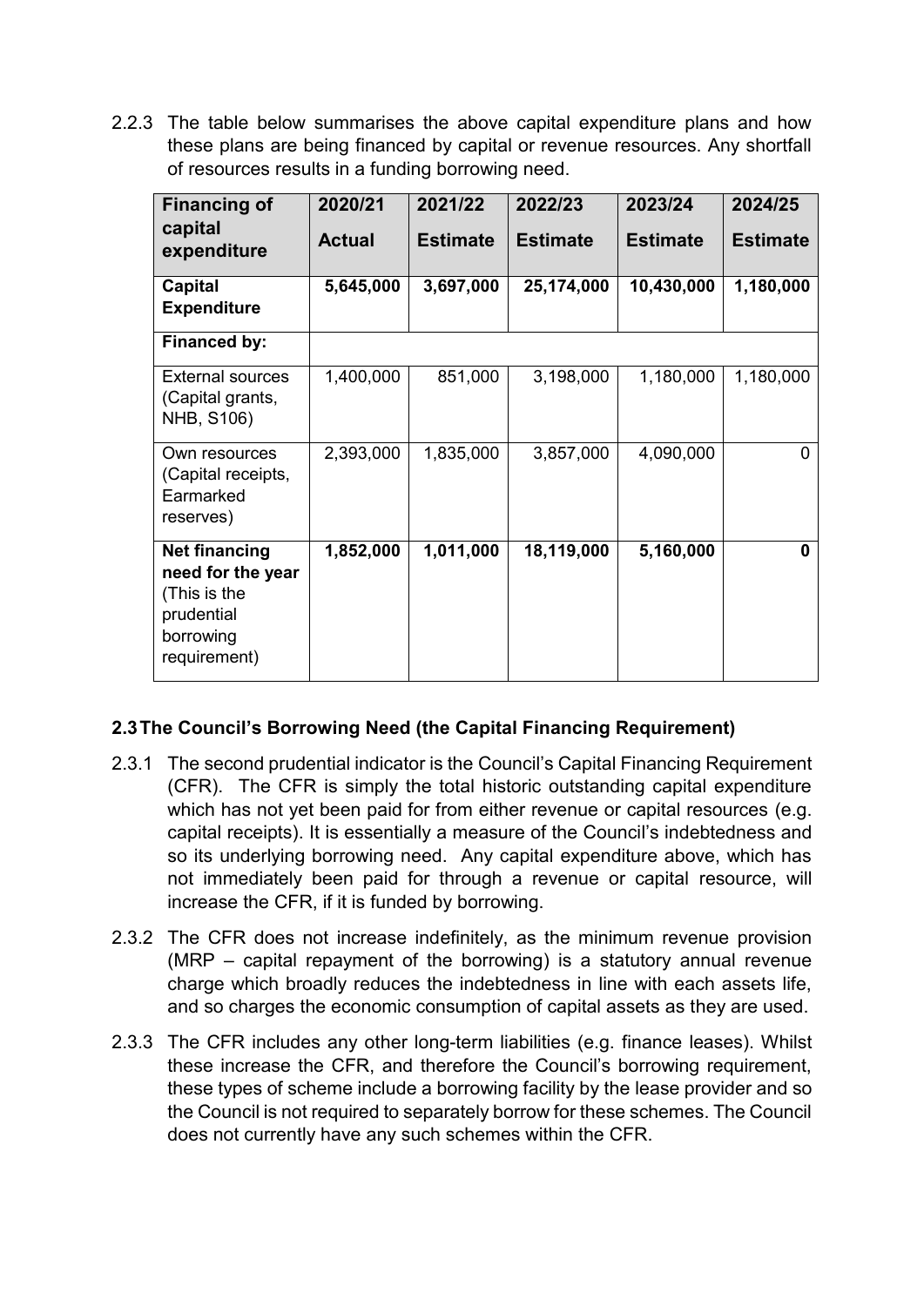2.2.3 The table below summarises the above capital expenditure plans and how these plans are being financed by capital or revenue resources. Any shortfall of resources results in a funding borrowing need.

| **Financing of capital expenditure** | **2020/21 Actual** | **2021/22 Estimate** | **2022/23 Estimate** | **2023/24 Estimate** | **2024/25 Estimate** |
|---|---|---|---|---|---|
| **Capital Expenditure** | **5,645,000** | **3,697,000** | **25,174,000** | **10,430,000** | **1,180,000** |
| **Financed by:** | | | | | |
| External sources (Capital grants, NHB, S106) | 1,400,000 | 851,000 | 3,198,000 | 1,180,000 | 1,180,000 |
| Own resources (Capital receipts, Earmarked reserves) | 2,393,000 | 1,835,000 | 3,857,000 | 4,090,000 | 0 |
| **Net financing need for the year** (This is the prudential borrowing requirement) | **1,852,000** | **1,011,000** | **18,119,000** | **5,160,000** | **0** |

## 2.3 The Council's Borrowing Need (the Capital Financing Requirement)

2.3.1 The second prudential indicator is the Council's Capital Financing Requirement (CFR). The CFR is simply the total historic outstanding capital expenditure which has not yet been paid for from either revenue or capital resources (e.g. capital receipts). It is essentially a measure of the Council's indebtedness and so its underlying borrowing need. Any capital expenditure above, which has not immediately been paid for through a revenue or capital resource, will increase the CFR, if it is funded by borrowing.

2.3.2 The CFR does not increase indefinitely, as the minimum revenue provision (MRP – capital repayment of the borrowing) is a statutory annual revenue charge which broadly reduces the indebtedness in line with each assets life, and so charges the economic consumption of capital assets as they are used.

2.3.3 The CFR includes any other long-term liabilities (e.g. finance leases). Whilst these increase the CFR, and therefore the Council's borrowing requirement, these types of scheme include a borrowing facility by the lease provider and so the Council is not required to separately borrow for these schemes. The Council does not currently have any such schemes within the CFR.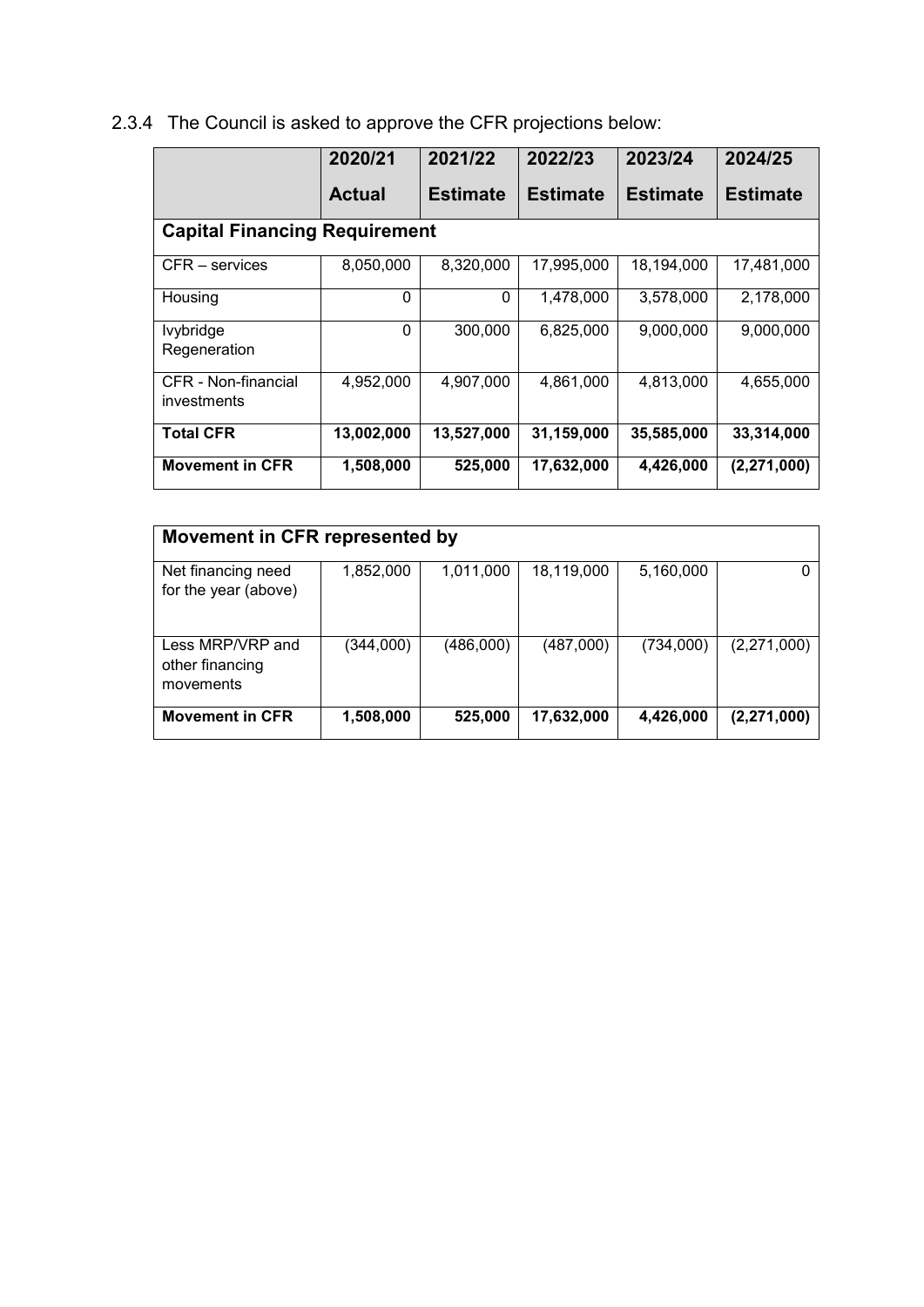2.3.4 The Council is asked to approve the CFR projections below:

| | 2020/21 Actual | 2021/22 Estimate | 2022/23 Estimate | 2023/24 Estimate | 2024/25 Estimate |
|---|---|---|---|---|---|
| **Capital Financing Requirement** | | | | | |
| CFR – services | 8,050,000 | 8,320,000 | 17,995,000 | 18,194,000 | 17,481,000 |
| Housing | 0 | 0 | 1,478,000 | 3,578,000 | 2,178,000 |
| Ivybridge Regeneration | 0 | 300,000 | 6,825,000 | 9,000,000 | 9,000,000 |
| CFR - Non-financial investments | 4,952,000 | 4,907,000 | 4,861,000 | 4,813,000 | 4,655,000 |
| **Total CFR** | **13,002,000** | **13,527,000** | **31,159,000** | **35,585,000** | **33,314,000** |
| **Movement in CFR** | **1,508,000** | **525,000** | **17,632,000** | **4,426,000** | **(2,271,000)** |

| **Movement in CFR represented by** | | | | | |
|---|---|---|---|---|---|
| Net financing need for the year (above) | 1,852,000 | 1,011,000 | 18,119,000 | 5,160,000 | 0 |
| Less MRP/VRP and other financing movements | (344,000) | (486,000) | (487,000) | (734,000) | (2,271,000) |
| **Movement in CFR** | **1,508,000** | **525,000** | **17,632,000** | **4,426,000** | **(2,271,000)** |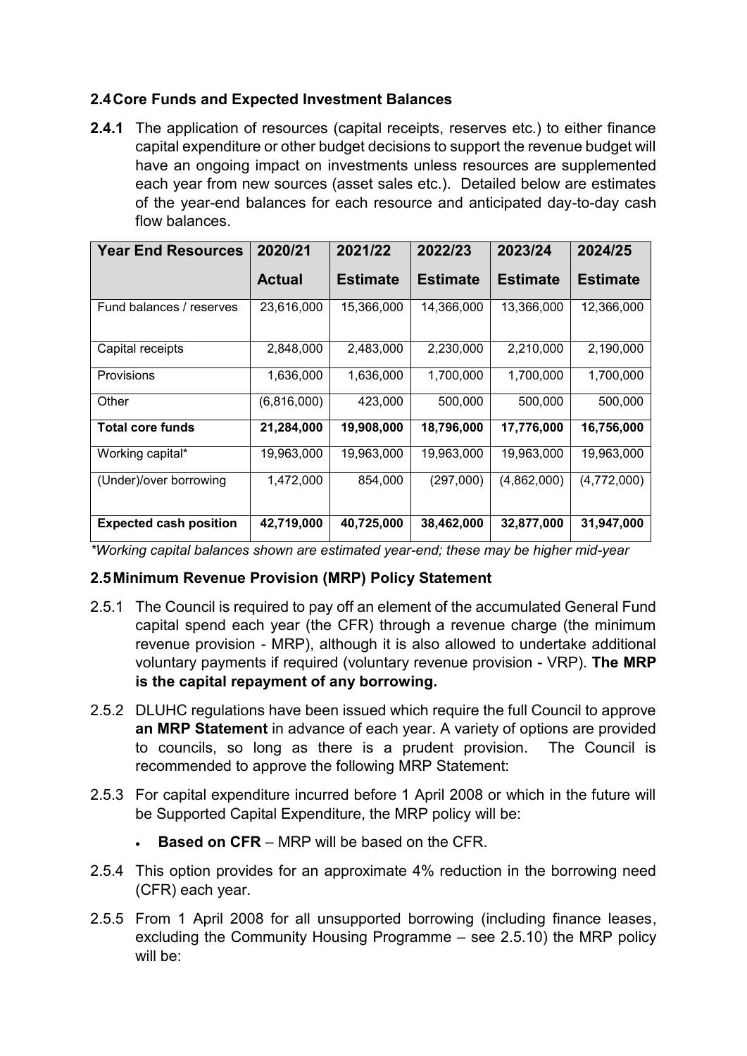## 2.4 Core Funds and Expected Investment Balances

**2.4.1** The application of resources (capital receipts, reserves etc.) to either finance capital expenditure or other budget decisions to support the revenue budget will have an ongoing impact on investments unless resources are supplemented each year from new sources (asset sales etc.). Detailed below are estimates of the year-end balances for each resource and anticipated day-to-day cash flow balances.

| Year End Resources | 2020/21 Actual | 2021/22 Estimate | 2022/23 Estimate | 2023/24 Estimate | 2024/25 Estimate |
|---|---|---|---|---|---|
| Fund balances / reserves | 23,616,000 | 15,366,000 | 14,366,000 | 13,366,000 | 12,366,000 |
| Capital receipts | 2,848,000 | 2,483,000 | 2,230,000 | 2,210,000 | 2,190,000 |
| Provisions | 1,636,000 | 1,636,000 | 1,700,000 | 1,700,000 | 1,700,000 |
| Other | (6,816,000) | 423,000 | 500,000 | 500,000 | 500,000 |
| **Total core funds** | **21,284,000** | **19,908,000** | **18,796,000** | **17,776,000** | **16,756,000** |
| Working capital* | 19,963,000 | 19,963,000 | 19,963,000 | 19,963,000 | 19,963,000 |
| (Under)/over borrowing | 1,472,000 | 854,000 | (297,000) | (4,862,000) | (4,772,000) |
| **Expected cash position** | **42,719,000** | **40,725,000** | **38,462,000** | **32,877,000** | **31,947,000** |

*\*Working capital balances shown are estimated year-end; these may be higher mid-year*

## 2.5 Minimum Revenue Provision (MRP) Policy Statement

2.5.1 The Council is required to pay off an element of the accumulated General Fund capital spend each year (the CFR) through a revenue charge (the minimum revenue provision - MRP), although it is also allowed to undertake additional voluntary payments if required (voluntary revenue provision - VRP). **The MRP is the capital repayment of any borrowing.**

2.5.2 DLUHC regulations have been issued which require the full Council to approve **an MRP Statement** in advance of each year. A variety of options are provided to councils, so long as there is a prudent provision. The Council is recommended to approve the following MRP Statement:

2.5.3 For capital expenditure incurred before 1 April 2008 or which in the future will be Supported Capital Expenditure, the MRP policy will be:

- **Based on CFR** – MRP will be based on the CFR.

2.5.4 This option provides for an approximate 4% reduction in the borrowing need (CFR) each year.

2.5.5 From 1 April 2008 for all unsupported borrowing (including finance leases, excluding the Community Housing Programme – see 2.5.10) the MRP policy will be: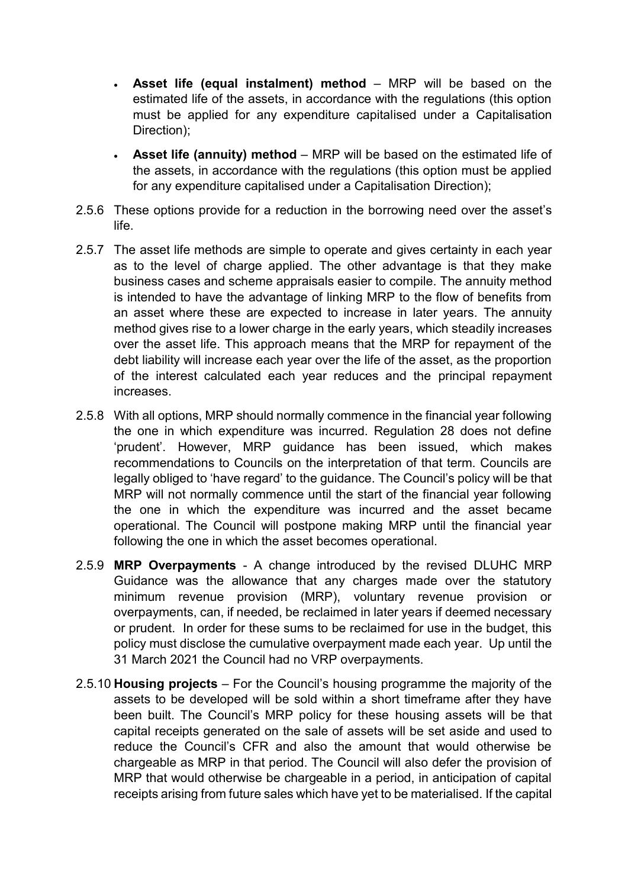- **Asset life (equal instalment) method** – MRP will be based on the estimated life of the assets, in accordance with the regulations (this option must be applied for any expenditure capitalised under a Capitalisation Direction);
- **Asset life (annuity) method** – MRP will be based on the estimated life of the assets, in accordance with the regulations (this option must be applied for any expenditure capitalised under a Capitalisation Direction);

2.5.6 These options provide for a reduction in the borrowing need over the asset's life.

2.5.7 The asset life methods are simple to operate and gives certainty in each year as to the level of charge applied. The other advantage is that they make business cases and scheme appraisals easier to compile. The annuity method is intended to have the advantage of linking MRP to the flow of benefits from an asset where these are expected to increase in later years. The annuity method gives rise to a lower charge in the early years, which steadily increases over the asset life. This approach means that the MRP for repayment of the debt liability will increase each year over the life of the asset, as the proportion of the interest calculated each year reduces and the principal repayment increases.

2.5.8 With all options, MRP should normally commence in the financial year following the one in which expenditure was incurred. Regulation 28 does not define 'prudent'. However, MRP guidance has been issued, which makes recommendations to Councils on the interpretation of that term. Councils are legally obliged to 'have regard' to the guidance. The Council's policy will be that MRP will not normally commence until the start of the financial year following the one in which the expenditure was incurred and the asset became operational. The Council will postpone making MRP until the financial year following the one in which the asset becomes operational.

2.5.9 **MRP Overpayments** - A change introduced by the revised DLUHC MRP Guidance was the allowance that any charges made over the statutory minimum revenue provision (MRP), voluntary revenue provision or overpayments, can, if needed, be reclaimed in later years if deemed necessary or prudent. In order for these sums to be reclaimed for use in the budget, this policy must disclose the cumulative overpayment made each year. Up until the 31 March 2021 the Council had no VRP overpayments.

2.5.10 **Housing projects** – For the Council's housing programme the majority of the assets to be developed will be sold within a short timeframe after they have been built. The Council's MRP policy for these housing assets will be that capital receipts generated on the sale of assets will be set aside and used to reduce the Council's CFR and also the amount that would otherwise be chargeable as MRP in that period. The Council will also defer the provision of MRP that would otherwise be chargeable in a period, in anticipation of capital receipts arising from future sales which have yet to be materialised. If the capital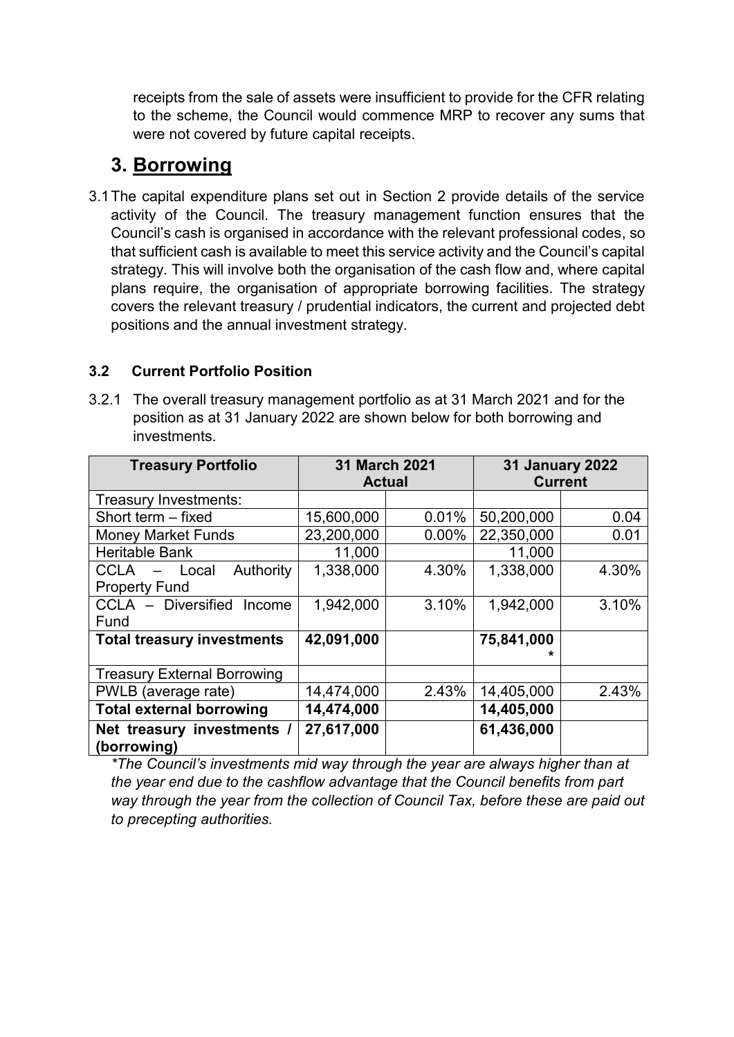receipts from the sale of assets were insufficient to provide for the CFR relating to the scheme, the Council would commence MRP to recover any sums that were not covered by future capital receipts.

## 3. Borrowing

3.1 The capital expenditure plans set out in Section 2 provide details of the service activity of the Council. The treasury management function ensures that the Council's cash is organised in accordance with the relevant professional codes, so that sufficient cash is available to meet this service activity and the Council's capital strategy. This will involve both the organisation of the cash flow and, where capital plans require, the organisation of appropriate borrowing facilities. The strategy covers the relevant treasury / prudential indicators, the current and projected debt positions and the annual investment strategy.

### 3.2 Current Portfolio Position

3.2.1 The overall treasury management portfolio as at 31 March 2021 and for the position as at 31 January 2022 are shown below for both borrowing and investments.

| Treasury Portfolio | 31 March 2021 Actual | | 31 January 2022 Current | |
|---|---|---|---|---|
| Treasury Investments: | | | | |
| Short term – fixed | 15,600,000 | 0.01% | 50,200,000 | 0.04 |
| Money Market Funds | 23,200,000 | 0.00% | 22,350,000 | 0.01 |
| Heritable Bank | 11,000 | | 11,000 | |
| CCLA – Local Authority Property Fund | 1,338,000 | 4.30% | 1,338,000 | 4.30% |
| CCLA – Diversified Income Fund | 1,942,000 | 3.10% | 1,942,000 | 3.10% |
| **Total treasury investments** | **42,091,000** | | **75,841,000 *** | |
| Treasury External Borrowing | | | | |
| PWLB (average rate) | 14,474,000 | 2.43% | 14,405,000 | 2.43% |
| **Total external borrowing** | **14,474,000** | | **14,405,000** | |
| **Net treasury investments / (borrowing)** | **27,617,000** | | **61,436,000** | |

*\*The Council's investments mid way through the year are always higher than at the year end due to the cashflow advantage that the Council benefits from part way through the year from the collection of Council Tax, before these are paid out to precepting authorities.*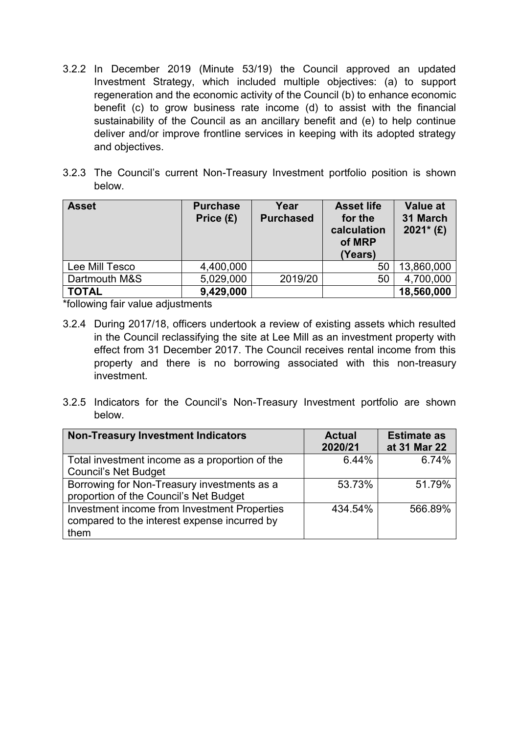3.2.2 In December 2019 (Minute 53/19) the Council approved an updated Investment Strategy, which included multiple objectives: (a) to support regeneration and the economic activity of the Council (b) to enhance economic benefit (c) to grow business rate income (d) to assist with the financial sustainability of the Council as an ancillary benefit and (e) to help continue deliver and/or improve frontline services in keeping with its adopted strategy and objectives.

3.2.3 The Council's current Non-Treasury Investment portfolio position is shown below.

| Asset | Purchase Price (£) | Year Purchased | Asset life for the calculation of MRP (Years) | Value at 31 March 2021* (£) |
|---|---|---|---|---|
| Lee Mill Tesco | 4,400,000 | | 50 | 13,860,000 |
| Dartmouth M&S | 5,029,000 | 2019/20 | 50 | 4,700,000 |
| **TOTAL** | **9,429,000** | | | **18,560,000** |

*following fair value adjustments

3.2.4 During 2017/18, officers undertook a review of existing assets which resulted in the Council reclassifying the site at Lee Mill as an investment property with effect from 31 December 2017. The Council receives rental income from this property and there is no borrowing associated with this non-treasury investment.

3.2.5 Indicators for the Council's Non-Treasury Investment portfolio are shown below.

| Non-Treasury Investment Indicators | Actual 2020/21 | Estimate as at 31 Mar 22 |
|---|---|---|
| Total investment income as a proportion of the Council's Net Budget | 6.44% | 6.74% |
| Borrowing for Non-Treasury investments as a proportion of the Council's Net Budget | 53.73% | 51.79% |
| Investment income from Investment Properties compared to the interest expense incurred by them | 434.54% | 566.89% |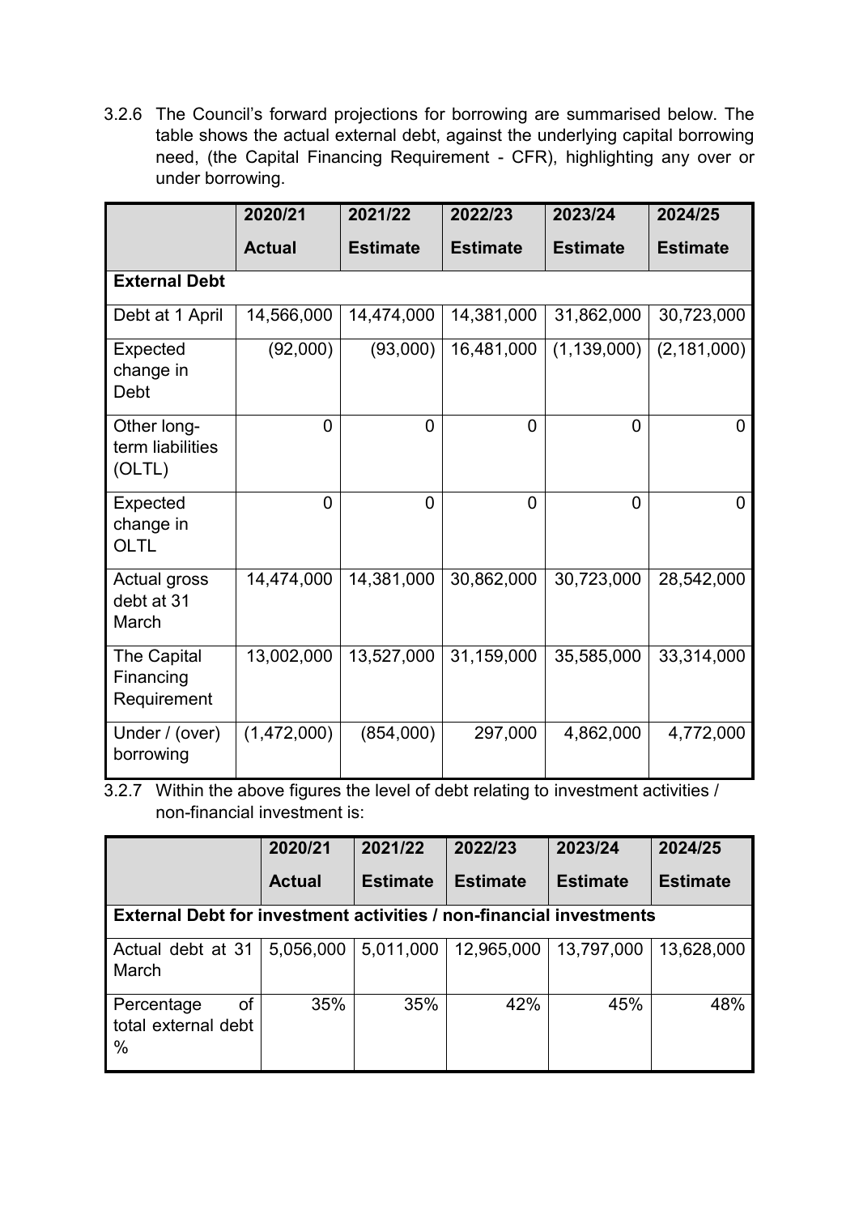3.2.6 The Council's forward projections for borrowing are summarised below. The table shows the actual external debt, against the underlying capital borrowing need, (the Capital Financing Requirement - CFR), highlighting any over or under borrowing.

| | 2020/21 Actual | 2021/22 Estimate | 2022/23 Estimate | 2023/24 Estimate | 2024/25 Estimate |
|---|---|---|---|---|---|
| **External Debt** | | | | | |
| Debt at 1 April | 14,566,000 | 14,474,000 | 14,381,000 | 31,862,000 | 30,723,000 |
| Expected change in Debt | (92,000) | (93,000) | 16,481,000 | (1,139,000) | (2,181,000) |
| Other long-term liabilities (OLTL) | 0 | 0 | 0 | 0 | 0 |
| Expected change in OLTL | 0 | 0 | 0 | 0 | 0 |
| Actual gross debt at 31 March | 14,474,000 | 14,381,000 | 30,862,000 | 30,723,000 | 28,542,000 |
| The Capital Financing Requirement | 13,002,000 | 13,527,000 | 31,159,000 | 35,585,000 | 33,314,000 |
| Under / (over) borrowing | (1,472,000) | (854,000) | 297,000 | 4,862,000 | 4,772,000 |

3.2.7 Within the above figures the level of debt relating to investment activities / non-financial investment is:

| | 2020/21 Actual | 2021/22 Estimate | 2022/23 Estimate | 2023/24 Estimate | 2024/25 Estimate |
|---|---|---|---|---|---|
| **External Debt for investment activities / non-financial investments** | | | | | |
| Actual debt at 31 March | 5,056,000 | 5,011,000 | 12,965,000 | 13,797,000 | 13,628,000 |
| Percentage of total external debt % | 35% | 35% | 42% | 45% | 48% |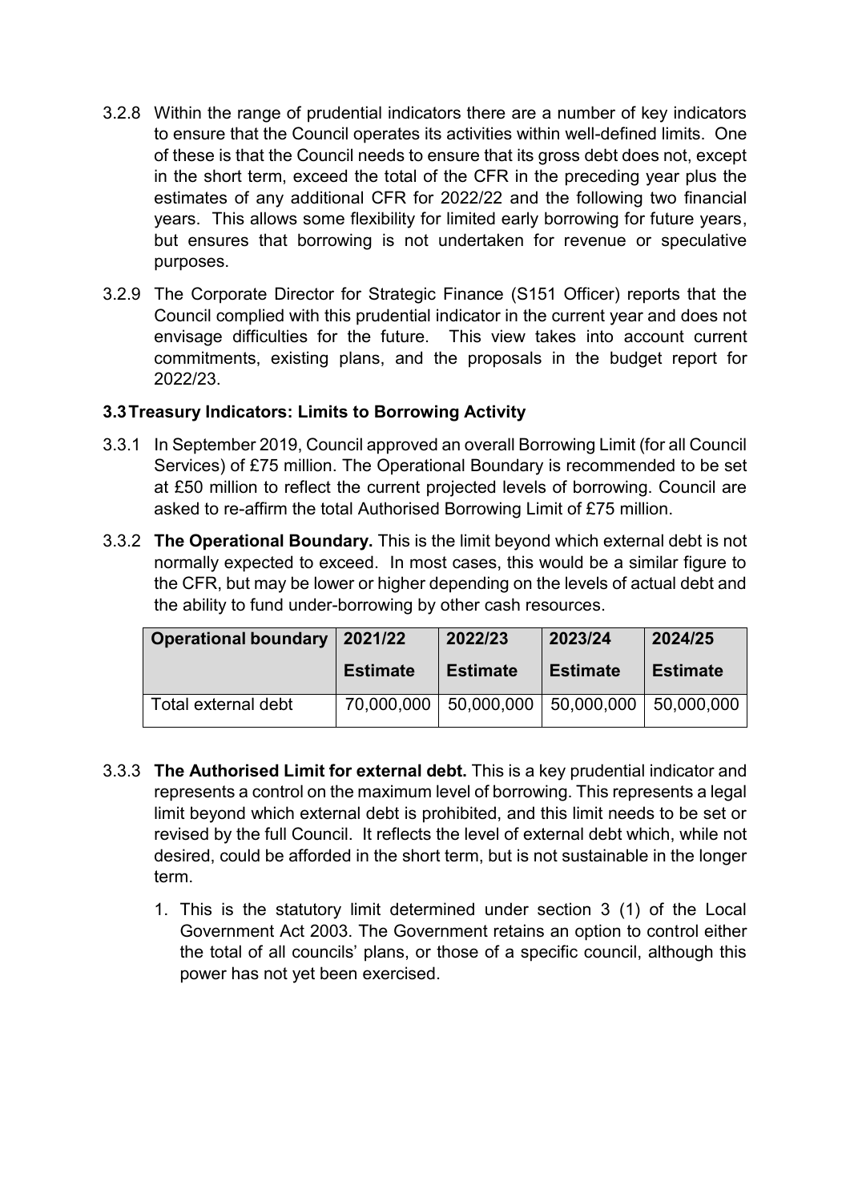3.2.8 Within the range of prudential indicators there are a number of key indicators to ensure that the Council operates its activities within well-defined limits. One of these is that the Council needs to ensure that its gross debt does not, except in the short term, exceed the total of the CFR in the preceding year plus the estimates of any additional CFR for 2022/22 and the following two financial years. This allows some flexibility for limited early borrowing for future years, but ensures that borrowing is not undertaken for revenue or speculative purposes.

3.2.9 The Corporate Director for Strategic Finance (S151 Officer) reports that the Council complied with this prudential indicator in the current year and does not envisage difficulties for the future. This view takes into account current commitments, existing plans, and the proposals in the budget report for 2022/23.

### 3.3 Treasury Indicators: Limits to Borrowing Activity

3.3.1 In September 2019, Council approved an overall Borrowing Limit (for all Council Services) of £75 million. The Operational Boundary is recommended to be set at £50 million to reflect the current projected levels of borrowing. Council are asked to re-affirm the total Authorised Borrowing Limit of £75 million.

3.3.2 **The Operational Boundary.** This is the limit beyond which external debt is not normally expected to exceed. In most cases, this would be a similar figure to the CFR, but may be lower or higher depending on the levels of actual debt and the ability to fund under-borrowing by other cash resources.

| Operational boundary | 2021/22 Estimate | 2022/23 Estimate | 2023/24 Estimate | 2024/25 Estimate |
|---|---|---|---|---|
| Total external debt | 70,000,000 | 50,000,000 | 50,000,000 | 50,000,000 |

3.3.3 **The Authorised Limit for external debt.** This is a key prudential indicator and represents a control on the maximum level of borrowing. This represents a legal limit beyond which external debt is prohibited, and this limit needs to be set or revised by the full Council. It reflects the level of external debt which, while not desired, could be afforded in the short term, but is not sustainable in the longer term.

1. This is the statutory limit determined under section 3 (1) of the Local Government Act 2003. The Government retains an option to control either the total of all councils' plans, or those of a specific council, although this power has not yet been exercised.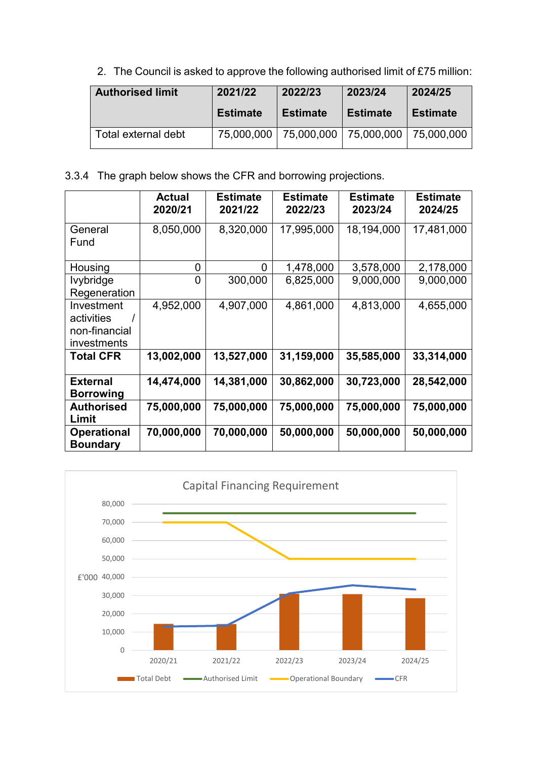2. The Council is asked to approve the following authorised limit of £75 million:

| Authorised limit | 2021/22 Estimate | 2022/23 Estimate | 2023/24 Estimate | 2024/25 Estimate |
|---|---|---|---|---|
| Total external debt | 75,000,000 | 75,000,000 | 75,000,000 | 75,000,000 |

3.3.4 The graph below shows the CFR and borrowing projections.

| | Actual 2020/21 | Estimate 2021/22 | Estimate 2022/23 | Estimate 2023/24 | Estimate 2024/25 |
|---|---|---|---|---|---|
| General Fund | 8,050,000 | 8,320,000 | 17,995,000 | 18,194,000 | 17,481,000 |
| Housing | 0 | 0 | 1,478,000 | 3,578,000 | 2,178,000 |
| Ivybridge Regeneration | 0 | 300,000 | 6,825,000 | 9,000,000 | 9,000,000 |
| Investment activities / non-financial investments | 4,952,000 | 4,907,000 | 4,861,000 | 4,813,000 | 4,655,000 |
| **Total CFR** | **13,002,000** | **13,527,000** | **31,159,000** | **35,585,000** | **33,314,000** |
| **External Borrowing** | **14,474,000** | **14,381,000** | **30,862,000** | **30,723,000** | **28,542,000** |
| **Authorised Limit** | **75,000,000** | **75,000,000** | **75,000,000** | **75,000,000** | **75,000,000** |
| **Operational Boundary** | **70,000,000** | **70,000,000** | **50,000,000** | **50,000,000** | **50,000,000** |

Capital Financing Requirement

(Chart: £'000, 2020/21 to 2024/25 — Total Debt, Authorised Limit, Operational Boundary, CFR)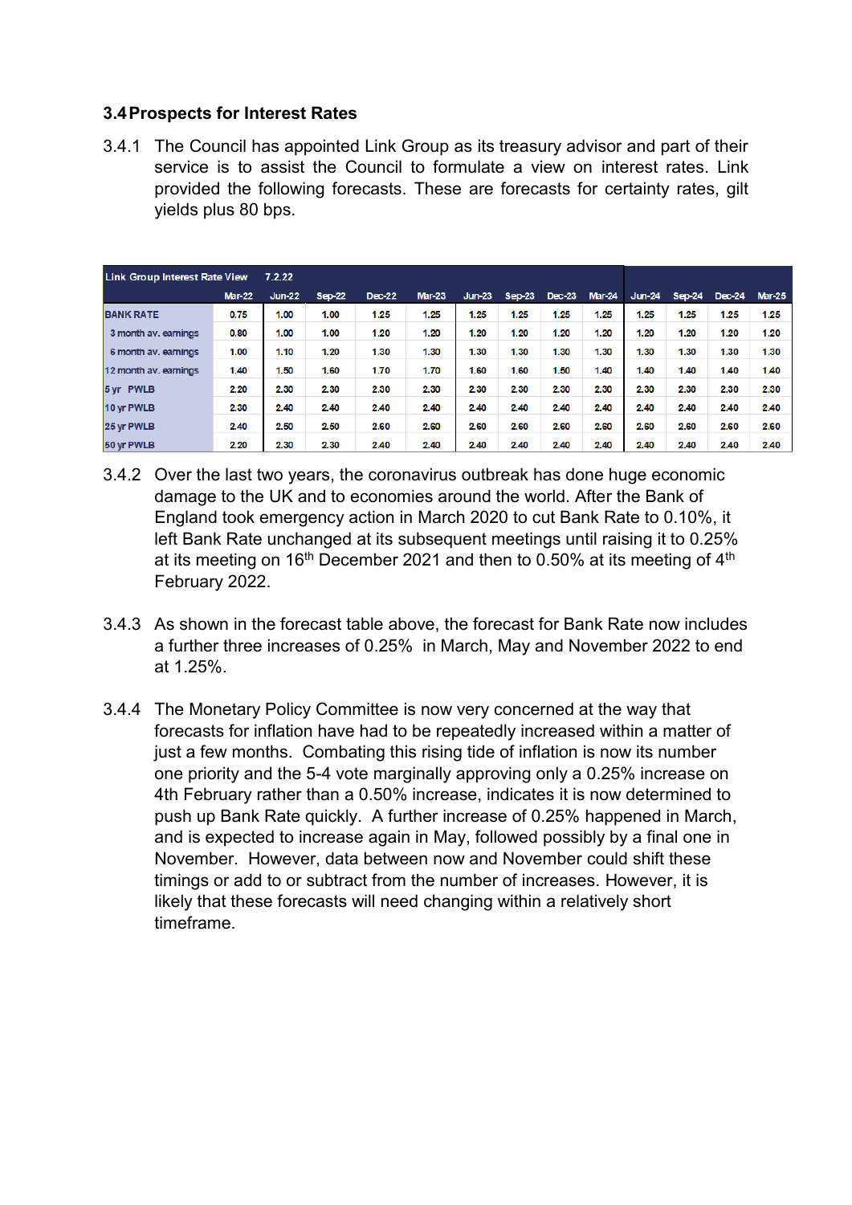### 3.4 Prospects for Interest Rates

3.4.1 The Council has appointed Link Group as its treasury advisor and part of their service is to assist the Council to formulate a view on interest rates. Link provided the following forecasts. These are forecasts for certainty rates, gilt yields plus 80 bps.

| Link Group Interest Rate View | 7.2.22 | | | | | | | | | | | | |
|---|---|---|---|---|---|---|---|---|---|---|---|---|---|
| | Mar-22 | Jun-22 | Sep-22 | Dec-22 | Mar-23 | Jun-23 | Sep-23 | Dec-23 | Mar-24 | Jun-24 | Sep-24 | Dec-24 | Mar-25 |
| BANK RATE | 0.75 | 1.00 | 1.00 | 1.25 | 1.25 | 1.25 | 1.25 | 1.25 | 1.25 | 1.25 | 1.25 | 1.25 | 1.25 |
| 3 month av. earnings | 0.80 | 1.00 | 1.00 | 1.20 | 1.20 | 1.20 | 1.20 | 1.20 | 1.20 | 1.20 | 1.20 | 1.20 | 1.20 |
| 6 month av. earnings | 1.00 | 1.10 | 1.20 | 1.30 | 1.30 | 1.30 | 1.30 | 1.30 | 1.30 | 1.30 | 1.30 | 1.30 | 1.30 |
| 12 month av. earnings | 1.40 | 1.50 | 1.60 | 1.70 | 1.70 | 1.60 | 1.60 | 1.50 | 1.40 | 1.40 | 1.40 | 1.40 | 1.40 |
| 5 yr PWLB | 2.20 | 2.30 | 2.30 | 2.30 | 2.30 | 2.30 | 2.30 | 2.30 | 2.30 | 2.30 | 2.30 | 2.30 | 2.30 |
| 10 yr PWLB | 2.30 | 2.40 | 2.40 | 2.40 | 2.40 | 2.40 | 2.40 | 2.40 | 2.40 | 2.40 | 2.40 | 2.40 | 2.40 |
| 25 yr PWLB | 2.40 | 2.50 | 2.50 | 2.60 | 2.60 | 2.60 | 2.60 | 2.60 | 2.60 | 2.60 | 2.60 | 2.60 | 2.60 |
| 50 yr PWLB | 2.20 | 2.30 | 2.30 | 2.40 | 2.40 | 2.40 | 2.40 | 2.40 | 2.40 | 2.40 | 2.40 | 2.40 | 2.40 |

3.4.2 Over the last two years, the coronavirus outbreak has done huge economic damage to the UK and to economies around the world. After the Bank of England took emergency action in March 2020 to cut Bank Rate to 0.10%, it left Bank Rate unchanged at its subsequent meetings until raising it to 0.25% at its meeting on 16th December 2021 and then to 0.50% at its meeting of 4th February 2022.

3.4.3 As shown in the forecast table above, the forecast for Bank Rate now includes a further three increases of 0.25% in March, May and November 2022 to end at 1.25%.

3.4.4 The Monetary Policy Committee is now very concerned at the way that forecasts for inflation have had to be repeatedly increased within a matter of just a few months. Combating this rising tide of inflation is now its number one priority and the 5-4 vote marginally approving only a 0.25% increase on 4th February rather than a 0.50% increase, indicates it is now determined to push up Bank Rate quickly. A further increase of 0.25% happened in March, and is expected to increase again in May, followed possibly by a final one in November. However, data between now and November could shift these timings or add to or subtract from the number of increases. However, it is likely that these forecasts will need changing within a relatively short timeframe.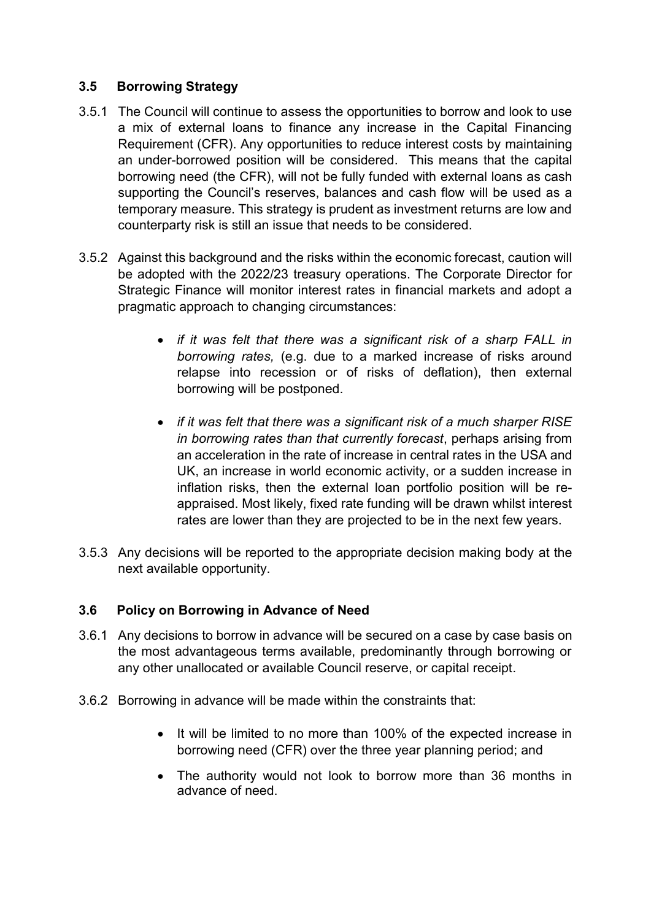### 3.5 Borrowing Strategy

3.5.1 The Council will continue to assess the opportunities to borrow and look to use a mix of external loans to finance any increase in the Capital Financing Requirement (CFR). Any opportunities to reduce interest costs by maintaining an under-borrowed position will be considered. This means that the capital borrowing need (the CFR), will not be fully funded with external loans as cash supporting the Council's reserves, balances and cash flow will be used as a temporary measure. This strategy is prudent as investment returns are low and counterparty risk is still an issue that needs to be considered.

3.5.2 Against this background and the risks within the economic forecast, caution will be adopted with the 2022/23 treasury operations. The Corporate Director for Strategic Finance will monitor interest rates in financial markets and adopt a pragmatic approach to changing circumstances:

- *if it was felt that there was a significant risk of a sharp FALL in borrowing rates,* (e.g. due to a marked increase of risks around relapse into recession or of risks of deflation), then external borrowing will be postponed.

- *if it was felt that there was a significant risk of a much sharper RISE in borrowing rates than that currently forecast*, perhaps arising from an acceleration in the rate of increase in central rates in the USA and UK, an increase in world economic activity, or a sudden increase in inflation risks, then the external loan portfolio position will be re-appraised. Most likely, fixed rate funding will be drawn whilst interest rates are lower than they are projected to be in the next few years.

3.5.3 Any decisions will be reported to the appropriate decision making body at the next available opportunity.

### 3.6 Policy on Borrowing in Advance of Need

3.6.1 Any decisions to borrow in advance will be secured on a case by case basis on the most advantageous terms available, predominantly through borrowing or any other unallocated or available Council reserve, or capital receipt.

3.6.2 Borrowing in advance will be made within the constraints that:

- It will be limited to no more than 100% of the expected increase in borrowing need (CFR) over the three year planning period; and

- The authority would not look to borrow more than 36 months in advance of need.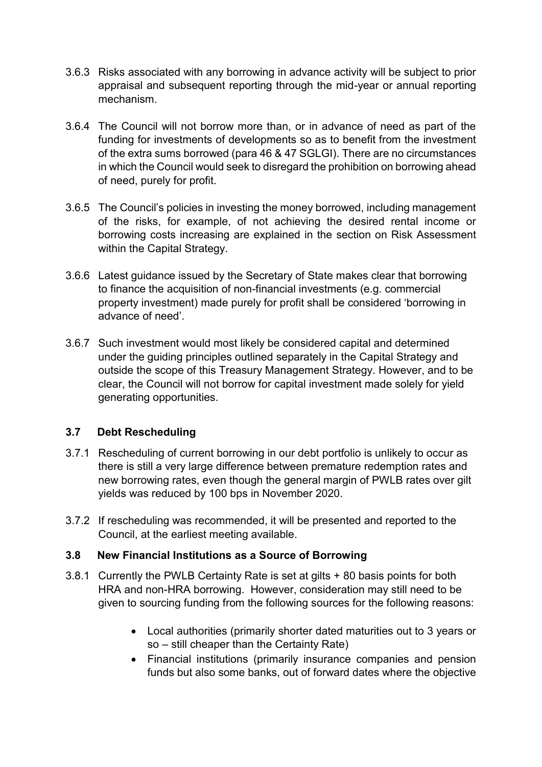3.6.3 Risks associated with any borrowing in advance activity will be subject to prior appraisal and subsequent reporting through the mid-year or annual reporting mechanism.

3.6.4 The Council will not borrow more than, or in advance of need as part of the funding for investments of developments so as to benefit from the investment of the extra sums borrowed (para 46 & 47 SGLGI). There are no circumstances in which the Council would seek to disregard the prohibition on borrowing ahead of need, purely for profit.

3.6.5 The Council's policies in investing the money borrowed, including management of the risks, for example, of not achieving the desired rental income or borrowing costs increasing are explained in the section on Risk Assessment within the Capital Strategy.

3.6.6 Latest guidance issued by the Secretary of State makes clear that borrowing to finance the acquisition of non-financial investments (e.g. commercial property investment) made purely for profit shall be considered 'borrowing in advance of need'.

3.6.7 Such investment would most likely be considered capital and determined under the guiding principles outlined separately in the Capital Strategy and outside the scope of this Treasury Management Strategy. However, and to be clear, the Council will not borrow for capital investment made solely for yield generating opportunities.

### 3.7 Debt Rescheduling

3.7.1 Rescheduling of current borrowing in our debt portfolio is unlikely to occur as there is still a very large difference between premature redemption rates and new borrowing rates, even though the general margin of PWLB rates over gilt yields was reduced by 100 bps in November 2020.

3.7.2 If rescheduling was recommended, it will be presented and reported to the Council, at the earliest meeting available.

### 3.8 New Financial Institutions as a Source of Borrowing

3.8.1 Currently the PWLB Certainty Rate is set at gilts + 80 basis points for both HRA and non-HRA borrowing. However, consideration may still need to be given to sourcing funding from the following sources for the following reasons:

- Local authorities (primarily shorter dated maturities out to 3 years or so – still cheaper than the Certainty Rate)
- Financial institutions (primarily insurance companies and pension funds but also some banks, out of forward dates where the objective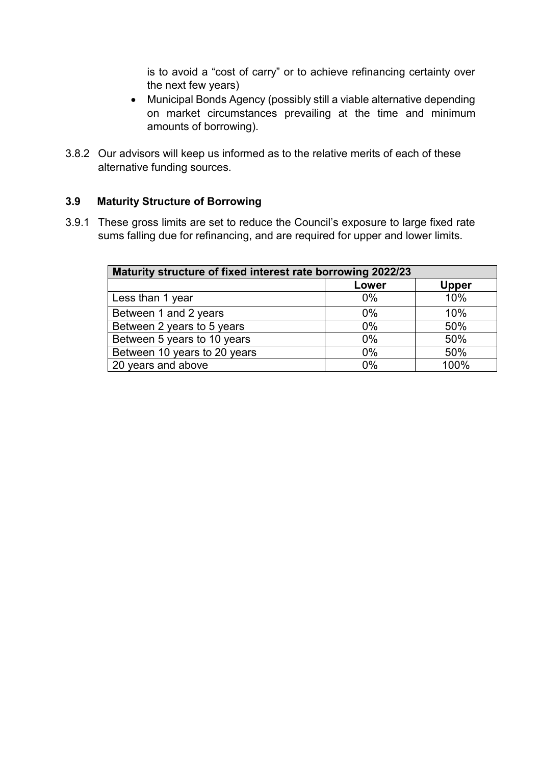is to avoid a "cost of carry" or to achieve refinancing certainty over the next few years)

- Municipal Bonds Agency (possibly still a viable alternative depending on market circumstances prevailing at the time and minimum amounts of borrowing).

3.8.2 Our advisors will keep us informed as to the relative merits of each of these alternative funding sources.

### 3.9 Maturity Structure of Borrowing

3.9.1 These gross limits are set to reduce the Council's exposure to large fixed rate sums falling due for refinancing, and are required for upper and lower limits.

| Maturity structure of fixed interest rate borrowing 2022/23 | | |
|---|---|---|
| | **Lower** | **Upper** |
| Less than 1 year | 0% | 10% |
| Between 1 and 2 years | 0% | 10% |
| Between 2 years to 5 years | 0% | 50% |
| Between 5 years to 10 years | 0% | 50% |
| Between 10 years to 20 years | 0% | 50% |
| 20 years and above | 0% | 100% |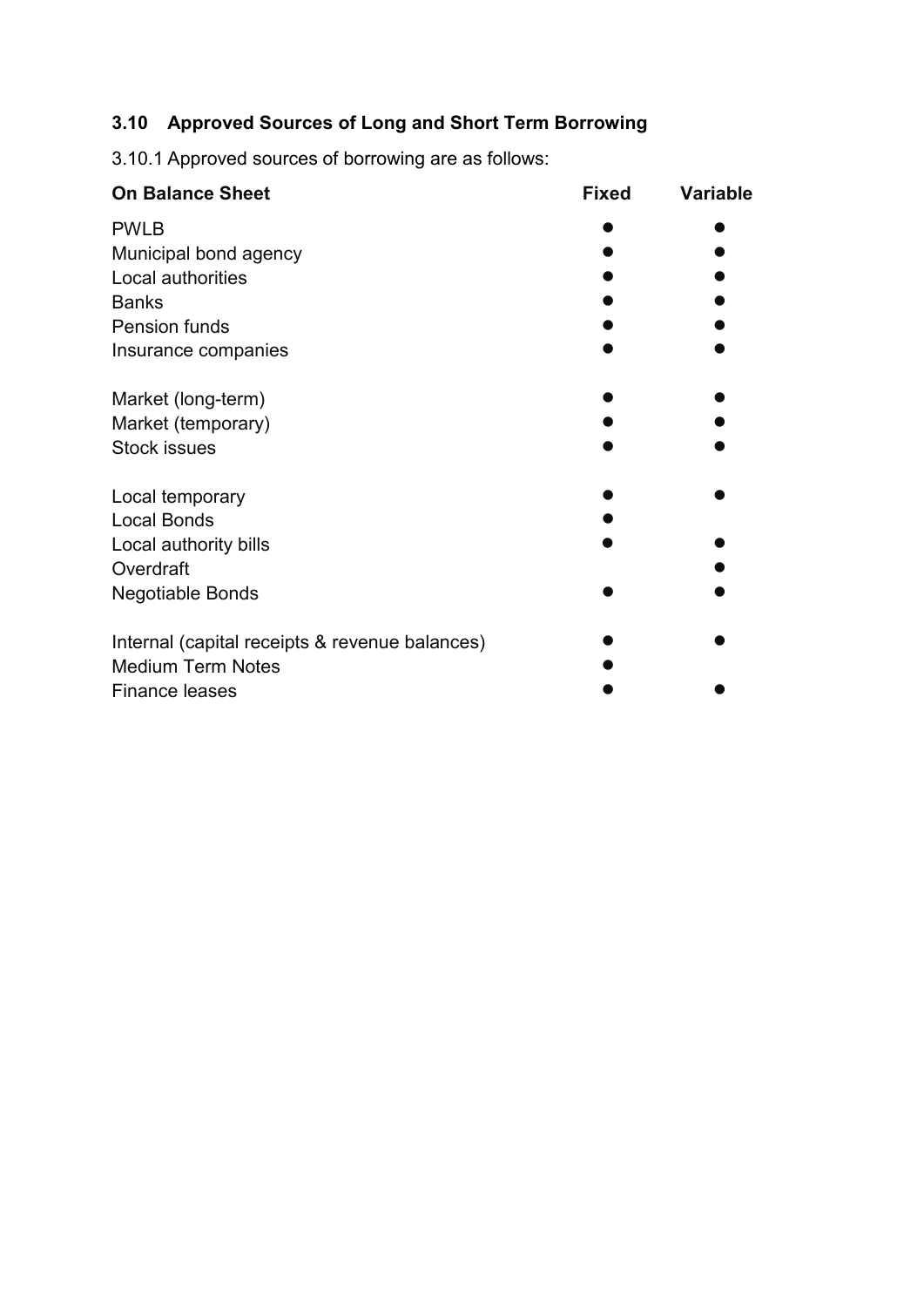### 3.10 Approved Sources of Long and Short Term Borrowing

3.10.1 Approved sources of borrowing are as follows:

| **On Balance Sheet** | **Fixed** | **Variable** |
|---|---|---|
| PWLB | ● | ● |
| Municipal bond agency | ● | ● |
| Local authorities | ● | ● |
| Banks | ● | ● |
| Pension funds | ● | ● |
| Insurance companies | ● | ● |
| | | |
| Market (long-term) | ● | ● |
| Market (temporary) | ● | ● |
| Stock issues | ● | ● |
| | | |
| Local temporary | ● | ● |
| Local Bonds | ● | |
| Local authority bills | ● | ● |
| Overdraft | | ● |
| Negotiable Bonds | ● | ● |
| | | |
| Internal (capital receipts & revenue balances) | ● | ● |
| Medium Term Notes | ● | |
| Finance leases | ● | ● |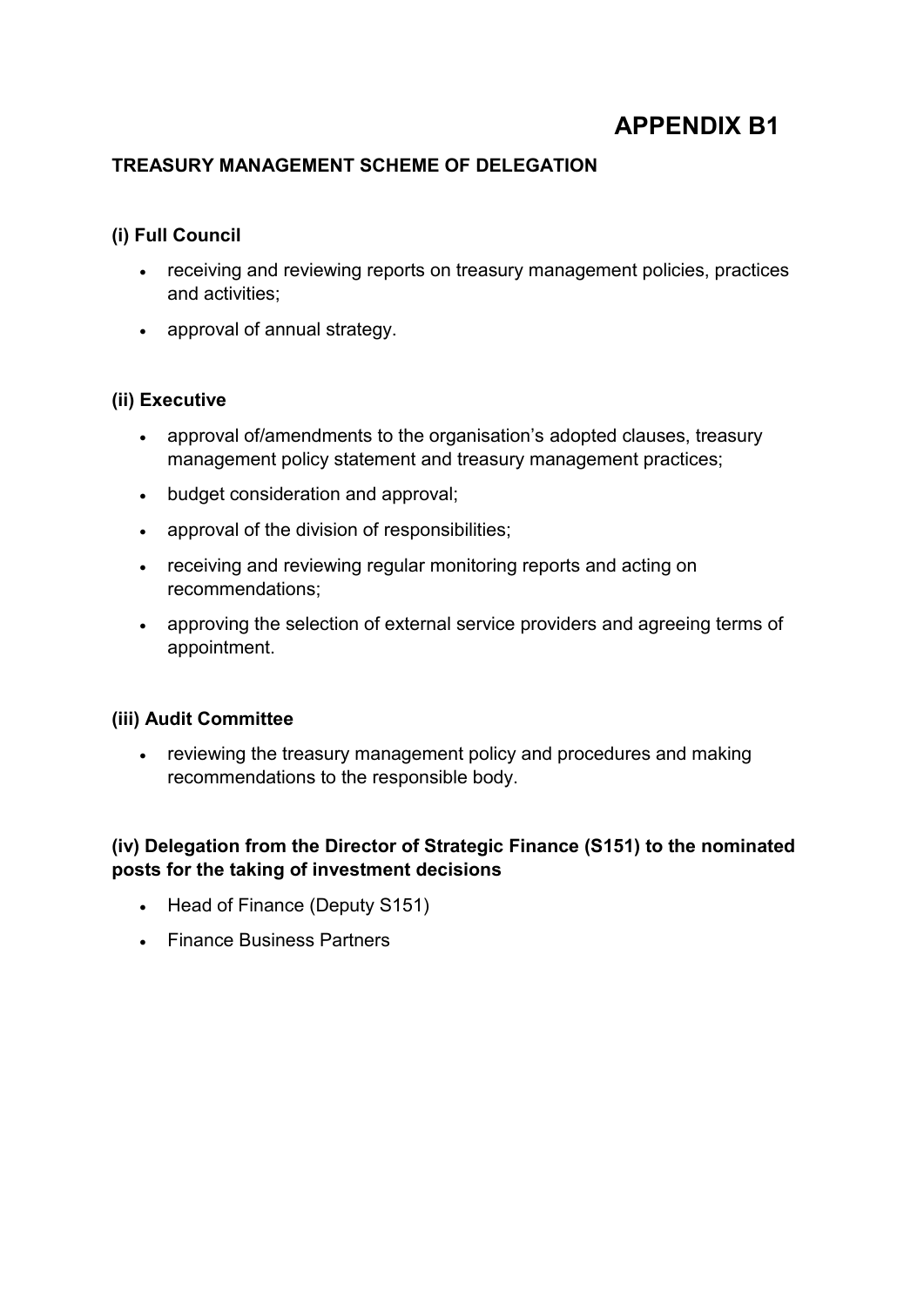# APPENDIX B1

## TREASURY MANAGEMENT SCHEME OF DELEGATION

### (i) Full Council

- receiving and reviewing reports on treasury management policies, practices and activities;
- approval of annual strategy.

### (ii) Executive

- approval of/amendments to the organisation's adopted clauses, treasury management policy statement and treasury management practices;
- budget consideration and approval;
- approval of the division of responsibilities;
- receiving and reviewing regular monitoring reports and acting on recommendations;
- approving the selection of external service providers and agreeing terms of appointment.

### (iii) Audit Committee

- reviewing the treasury management policy and procedures and making recommendations to the responsible body.

### (iv) Delegation from the Director of Strategic Finance (S151) to the nominated posts for the taking of investment decisions

- Head of Finance (Deputy S151)
- Finance Business Partners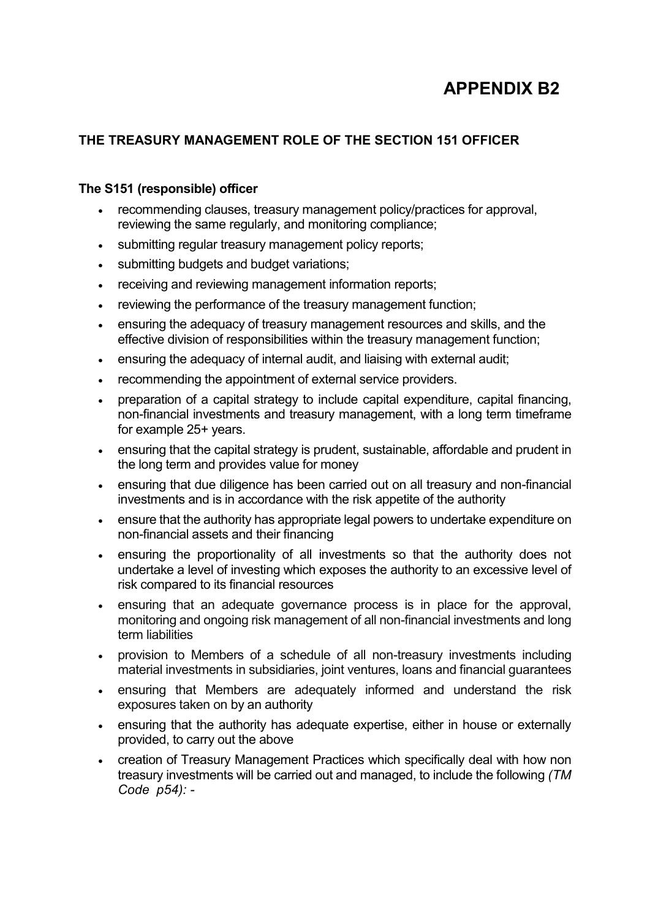# APPENDIX B2

## THE TREASURY MANAGEMENT ROLE OF THE SECTION 151 OFFICER

### The S151 (responsible) officer

- recommending clauses, treasury management policy/practices for approval, reviewing the same regularly, and monitoring compliance;
- submitting regular treasury management policy reports;
- submitting budgets and budget variations;
- receiving and reviewing management information reports;
- reviewing the performance of the treasury management function;
- ensuring the adequacy of treasury management resources and skills, and the effective division of responsibilities within the treasury management function;
- ensuring the adequacy of internal audit, and liaising with external audit;
- recommending the appointment of external service providers.
- preparation of a capital strategy to include capital expenditure, capital financing, non-financial investments and treasury management, with a long term timeframe for example 25+ years.
- ensuring that the capital strategy is prudent, sustainable, affordable and prudent in the long term and provides value for money
- ensuring that due diligence has been carried out on all treasury and non-financial investments and is in accordance with the risk appetite of the authority
- ensure that the authority has appropriate legal powers to undertake expenditure on non-financial assets and their financing
- ensuring the proportionality of all investments so that the authority does not undertake a level of investing which exposes the authority to an excessive level of risk compared to its financial resources
- ensuring that an adequate governance process is in place for the approval, monitoring and ongoing risk management of all non-financial investments and long term liabilities
- provision to Members of a schedule of all non-treasury investments including material investments in subsidiaries, joint ventures, loans and financial guarantees
- ensuring that Members are adequately informed and understand the risk exposures taken on by an authority
- ensuring that the authority has adequate expertise, either in house or externally provided, to carry out the above
- creation of Treasury Management Practices which specifically deal with how non treasury investments will be carried out and managed, to include the following *(TM Code p54): -*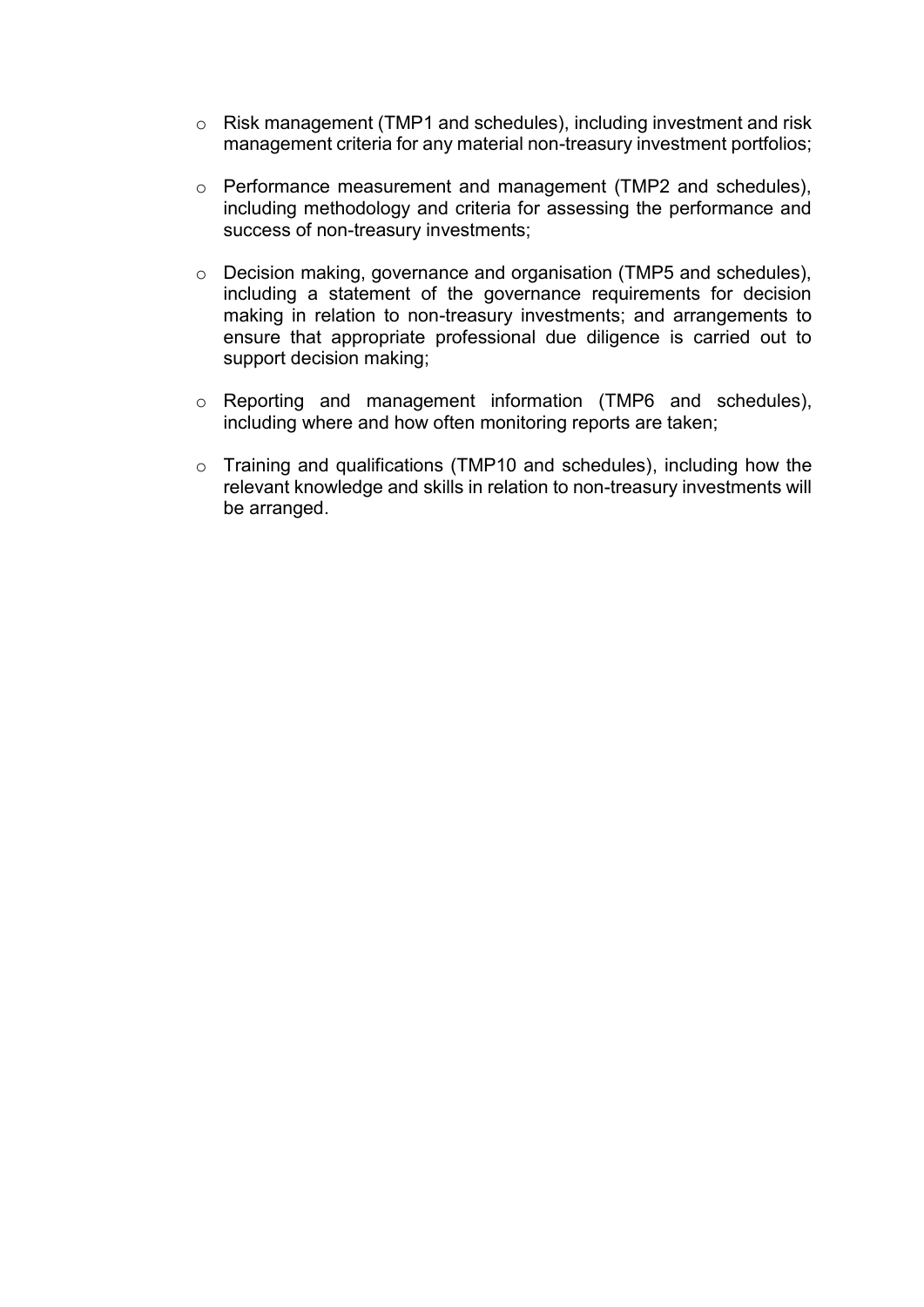- Risk management (TMP1 and schedules), including investment and risk management criteria for any material non-treasury investment portfolios;

- Performance measurement and management (TMP2 and schedules), including methodology and criteria for assessing the performance and success of non-treasury investments;

- Decision making, governance and organisation (TMP5 and schedules), including a statement of the governance requirements for decision making in relation to non-treasury investments; and arrangements to ensure that appropriate professional due diligence is carried out to support decision making;

- Reporting and management information (TMP6 and schedules), including where and how often monitoring reports are taken;

- Training and qualifications (TMP10 and schedules), including how the relevant knowledge and skills in relation to non-treasury investments will be arranged.